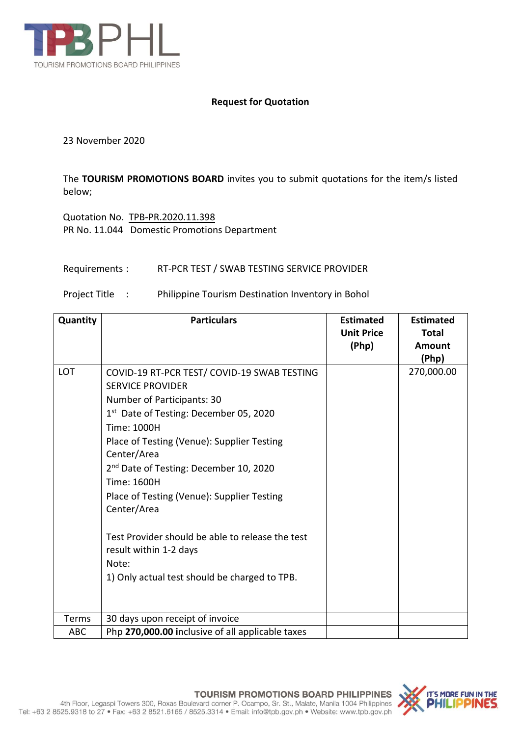TPBPHL
TOURISM PROMOTIONS BOARD PHILIPPINES

**Request for Quotation**

23 November 2020

The **TOURISM PROMOTIONS BOARD** invites you to submit quotations for the item/s listed below;

Quotation No. TPB-PR.2020.11.398
PR No. 11.044 Domestic Promotions Department

Requirements : RT-PCR TEST / SWAB TESTING SERVICE PROVIDER

Project Title : Philippine Tourism Destination Inventory in Bohol

| Quantity | Particulars | Estimated Unit Price (Php) | Estimated Total Amount (Php) |
|---|---|---|---|
| LOT | COVID-19 RT-PCR TEST/ COVID-19 SWAB TESTING SERVICE PROVIDER<br>Number of Participants: 30<br>1st Date of Testing: December 05, 2020<br>Time: 1000H<br>Place of Testing (Venue): Supplier Testing Center/Area<br>2nd Date of Testing: December 10, 2020<br>Time: 1600H<br>Place of Testing (Venue): Supplier Testing Center/Area<br><br>Test Provider should be able to release the test result within 1-2 days<br>Note:<br>1) Only actual test should be charged to TPB. | | 270,000.00 |
| Terms | 30 days upon receipt of invoice | | |
| ABC | Php **270,000.00 i**nclusive of all applicable taxes | | |

**TOURISM PROMOTIONS BOARD PHILIPPINES**
4th Floor, Legaspi Towers 300, Roxas Boulevard corner P. Ocampo, Sr. St., Malate, Manila 1004 Philippines
Tel: +63 2 8525.9318 to 27 • Fax: +63 2 8521.6165 / 8525.3314 • Email: info@tpb.gov.ph • Website: www.tpb.gov.ph

IT'S MORE FUN IN THE PHILIPPINES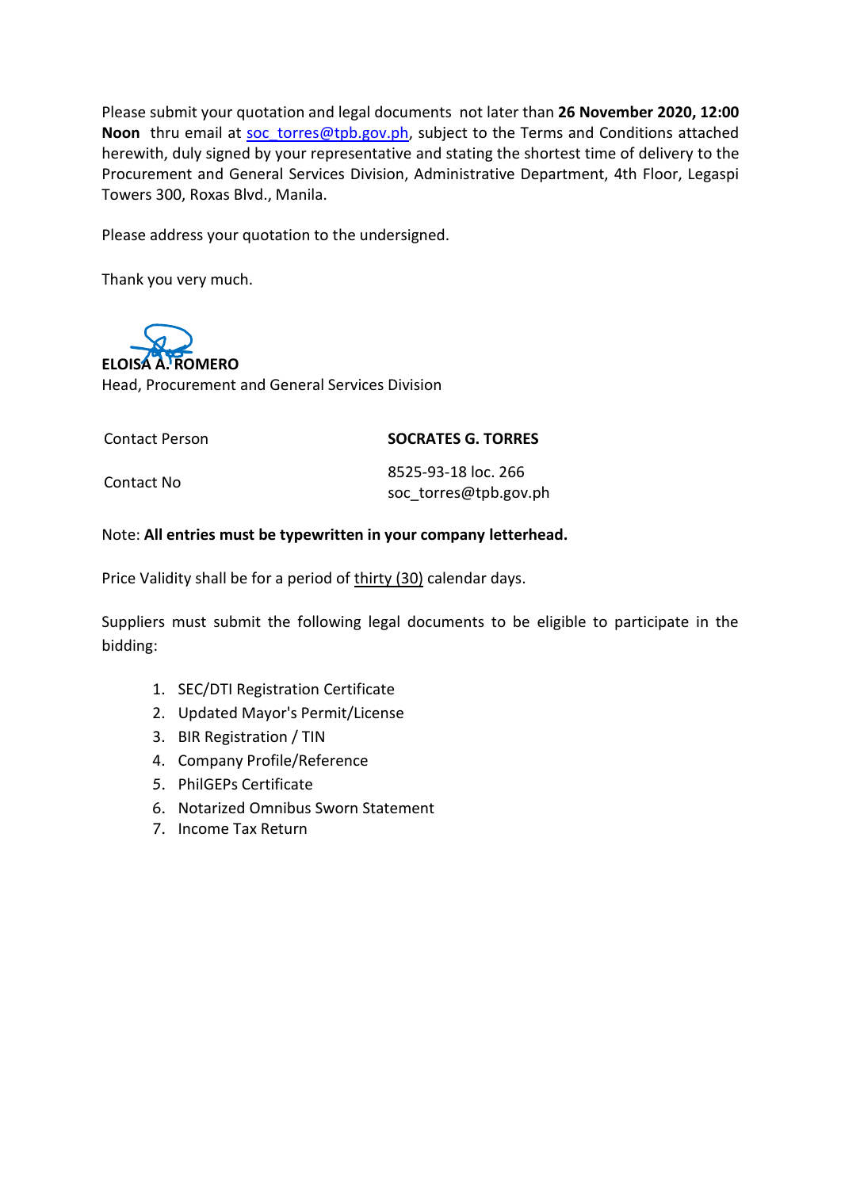Please submit your quotation and legal documents not later than **26 November 2020, 12:00 Noon** thru email at soc_torres@tpb.gov.ph, subject to the Terms and Conditions attached herewith, duly signed by your representative and stating the shortest time of delivery to the Procurement and General Services Division, Administrative Department, 4th Floor, Legaspi Towers 300, Roxas Blvd., Manila.

Please address your quotation to the undersigned.

Thank you very much.

**ELOISA A. ROMERO**
Head, Procurement and General Services Division

| | |
|---|---|
| Contact Person | **SOCRATES G. TORRES** |
| Contact No | 8525-93-18 loc. 266<br>soc_torres@tpb.gov.ph |

Note: **All entries must be typewritten in your company letterhead.**

Price Validity shall be for a period of thirty (30) calendar days.

Suppliers must submit the following legal documents to be eligible to participate in the bidding:

1. SEC/DTI Registration Certificate
2. Updated Mayor's Permit/License
3. BIR Registration / TIN
4. Company Profile/Reference
5. PhilGEPs Certificate
6. Notarized Omnibus Sworn Statement
7. Income Tax Return